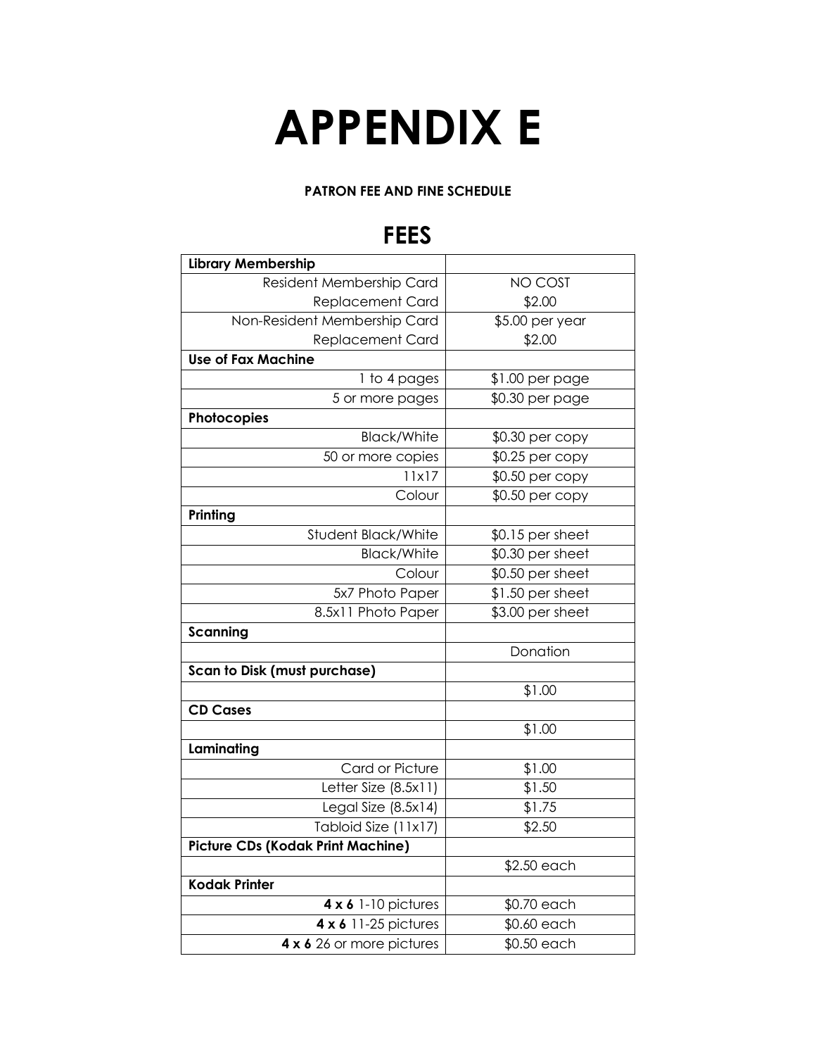# APPENDIX E

**PATRON FEE AND FINE SCHEDULE**

## FEES

| **Library Membership** | |
|---|---|
| Resident Membership Card | NO COST |
| Replacement Card | $2.00 |
| Non-Resident Membership Card | $5.00 per year |
| Replacement Card | $2.00 |
| **Use of Fax Machine** | |
| 1 to 4 pages | $1.00 per page |
| 5 or more pages | $0.30 per page |
| **Photocopies** | |
| Black/White | $0.30 per copy |
| 50 or more copies | $0.25 per copy |
| 11x17 | $0.50 per copy |
| Colour | $0.50 per copy |
| **Printing** | |
| Student Black/White | $0.15 per sheet |
| Black/White | $0.30 per sheet |
| Colour | $0.50 per sheet |
| 5x7 Photo Paper | $1.50 per sheet |
| 8.5x11 Photo Paper | $3.00 per sheet |
| **Scanning** | |
| | Donation |
| **Scan to Disk (must purchase)** | |
| | $1.00 |
| **CD Cases** | |
| | $1.00 |
| **Laminating** | |
| Card or Picture | $1.00 |
| Letter Size (8.5x11) | $1.50 |
| Legal Size (8.5x14) | $1.75 |
| Tabloid Size (11x17) | $2.50 |
| **Picture CDs (Kodak Print Machine)** | |
| | $2.50 each |
| **Kodak Printer** | |
| **4 x 6** 1-10 pictures | $0.70 each |
| **4 x 6** 11-25 pictures | $0.60 each |
| **4 x 6** 26 or more pictures | $0.50 each |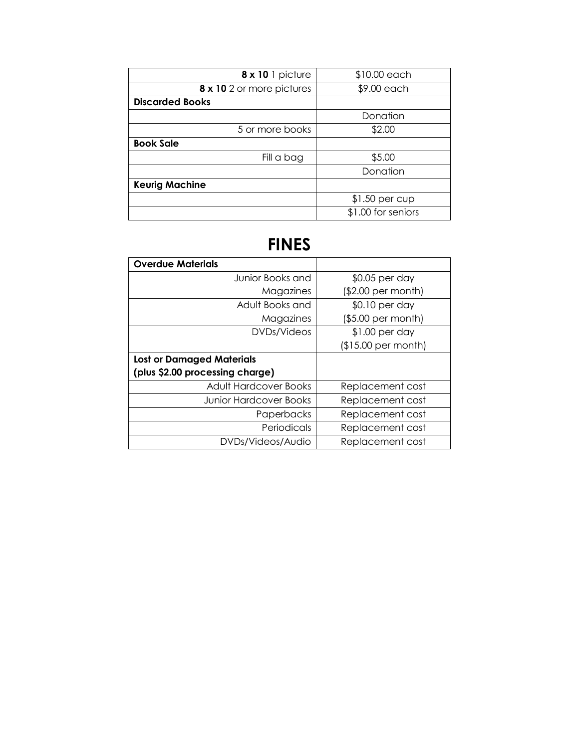| | |
|---|---|
| **8 x 10** 1 picture | $10.00 each |
| **8 x 10** 2 or more pictures | $9.00 each |
| **Discarded Books** | |
| | Donation |
| 5 or more books | $2.00 |
| **Book Sale** | |
| Fill a bag | $5.00 |
| | Donation |
| **Keurig Machine** | |
| | $1.50 per cup |
| | $1.00 for seniors |

# FINES

| | |
|---|---|
| **Overdue Materials** | |
| Junior Books and Magazines | $0.05 per day ($2.00 per month) |
| Adult Books and Magazines | $0.10 per day ($5.00 per month) |
| DVDs/Videos | $1.00 per day ($15.00 per month) |
| **Lost or Damaged Materials (plus $2.00 processing charge)** | |
| Adult Hardcover Books | Replacement cost |
| Junior Hardcover Books | Replacement cost |
| Paperbacks | Replacement cost |
| Periodicals | Replacement cost |
| DVDs/Videos/Audio | Replacement cost |